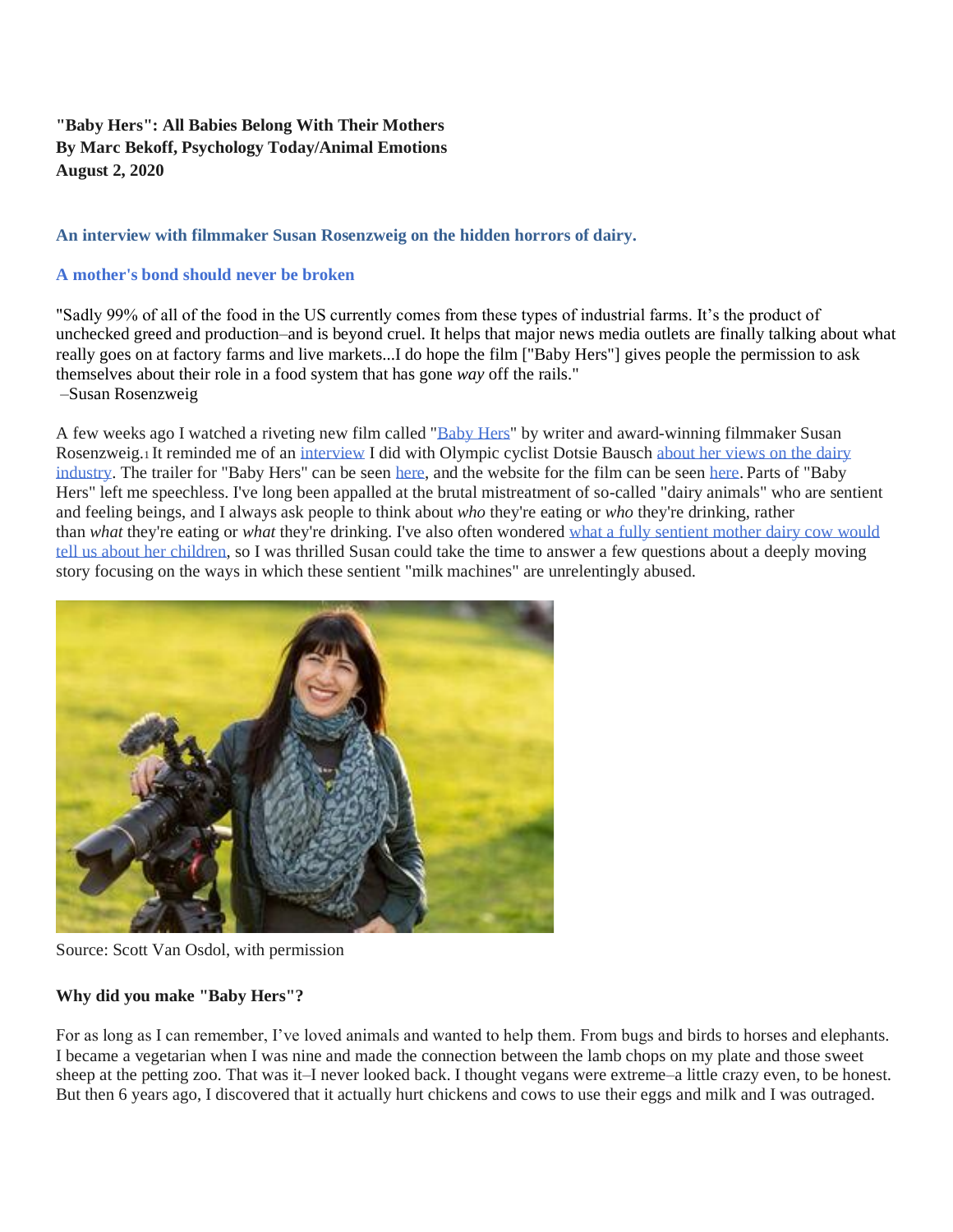**"Baby Hers": All Babies Belong With Their Mothers**
**By Marc Bekoff, Psychology Today/Animal Emotions**
**August 2, 2020**

**An interview with filmmaker Susan Rosenzweig on the hidden horrors of dairy.**

**A mother's bond should never be broken**

"Sadly 99% of all of the food in the US currently comes from these types of industrial farms. It's the product of unchecked greed and production–and is beyond cruel. It helps that major news media outlets are finally talking about what really goes on at factory farms and live markets...I do hope the film ["Baby Hers"] gives people the permission to ask themselves about their role in a food system that has gone *way* off the rails."
–Susan Rosenzweig

A few weeks ago I watched a riveting new film called "Baby Hers" by writer and award-winning filmmaker Susan Rosenzweig.[1] It reminded me of an interview I did with Olympic cyclist Dotsie Bausch about her views on the dairy industry. The trailer for "Baby Hers" can be seen here, and the website for the film can be seen here. Parts of "Baby Hers" left me speechless. I've long been appalled at the brutal mistreatment of so-called "dairy animals" who are sentient and feeling beings, and I always ask people to think about *who* they're eating or *who* they're drinking, rather than *what* they're eating or *what* they're drinking. I've also often wondered what a fully sentient mother dairy cow would tell us about her children, so I was thrilled Susan could take the time to answer a few questions about a deeply moving story focusing on the ways in which these sentient "milk machines" are unrelentingly abused.

Source: Scott Van Osdol, with permission

**Why did you make "Baby Hers"?**

For as long as I can remember, I've loved animals and wanted to help them. From bugs and birds to horses and elephants. I became a vegetarian when I was nine and made the connection between the lamb chops on my plate and those sweet sheep at the petting zoo. That was it–I never looked back. I thought vegans were extreme–a little crazy even, to be honest. But then 6 years ago, I discovered that it actually hurt chickens and cows to use their eggs and milk and I was outraged.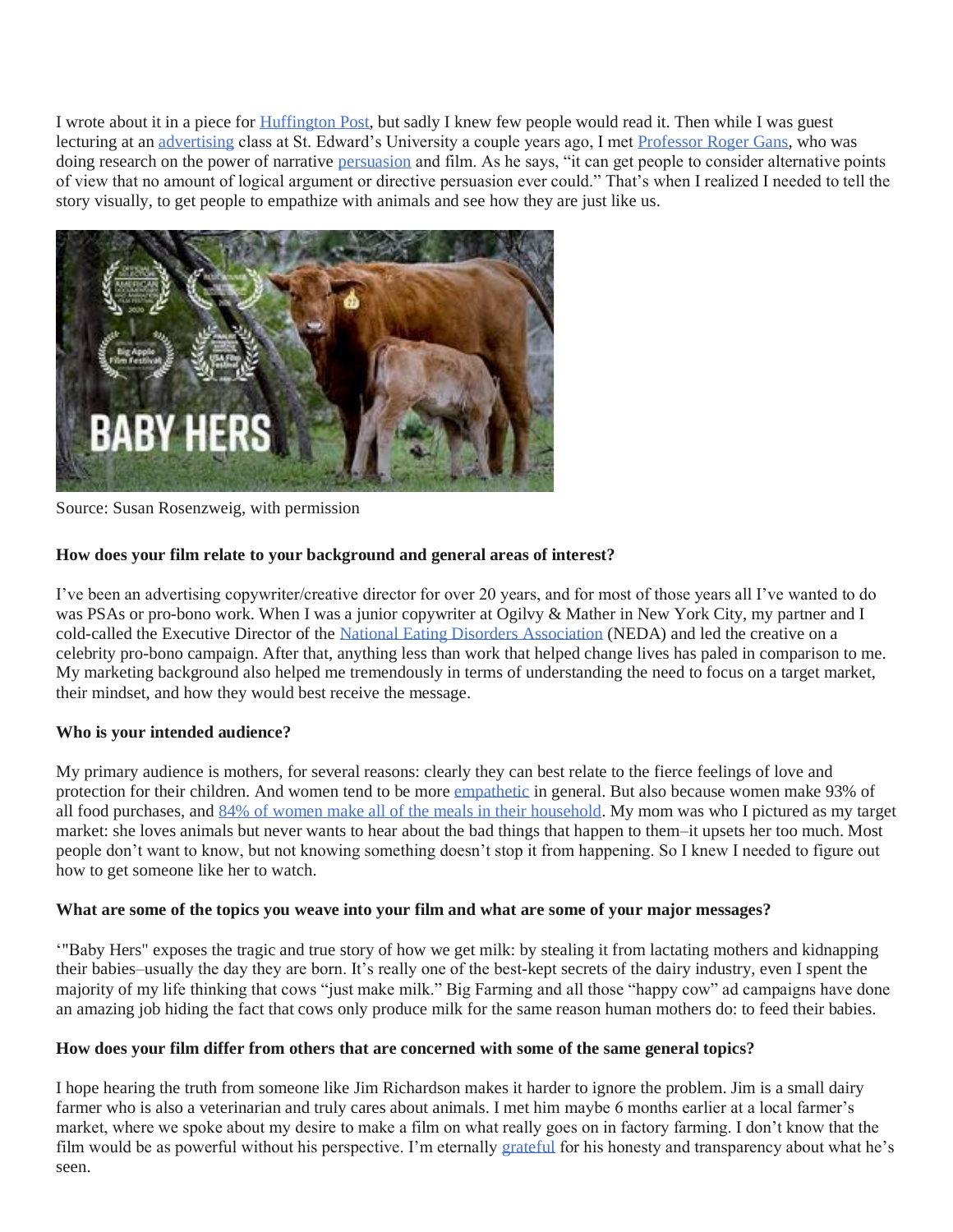I wrote about it in a piece for Huffington Post, but sadly I knew few people would read it. Then while I was guest lecturing at an advertising class at St. Edward's University a couple years ago, I met Professor Roger Gans, who was doing research on the power of narrative persuasion and film. As he says, "it can get people to consider alternative points of view that no amount of logical argument or directive persuasion ever could." That's when I realized I needed to tell the story visually, to get people to empathize with animals and see how they are just like us.

Source: Susan Rosenzweig, with permission

**How does your film relate to your background and general areas of interest?**

I've been an advertising copywriter/creative director for over 20 years, and for most of those years all I've wanted to do was PSAs or pro-bono work. When I was a junior copywriter at Ogilvy & Mather in New York City, my partner and I cold-called the Executive Director of the National Eating Disorders Association (NEDA) and led the creative on a celebrity pro-bono campaign. After that, anything less than work that helped change lives has paled in comparison to me. My marketing background also helped me tremendously in terms of understanding the need to focus on a target market, their mindset, and how they would best receive the message.

**Who is your intended audience?**

My primary audience is mothers, for several reasons: clearly they can best relate to the fierce feelings of love and protection for their children. And women tend to be more empathetic in general. But also because women make 93% of all food purchases, and 84% of women make all of the meals in their household. My mom was who I pictured as my target market: she loves animals but never wants to hear about the bad things that happen to them–it upsets her too much. Most people don't want to know, but not knowing something doesn't stop it from happening. So I knew I needed to figure out how to get someone like her to watch.

**What are some of the topics you weave into your film and what are some of your major messages?**

'"Baby Hers" exposes the tragic and true story of how we get milk: by stealing it from lactating mothers and kidnapping their babies–usually the day they are born. It's really one of the best-kept secrets of the dairy industry, even I spent the majority of my life thinking that cows "just make milk." Big Farming and all those "happy cow" ad campaigns have done an amazing job hiding the fact that cows only produce milk for the same reason human mothers do: to feed their babies.

**How does your film differ from others that are concerned with some of the same general topics?**

I hope hearing the truth from someone like Jim Richardson makes it harder to ignore the problem. Jim is a small dairy farmer who is also a veterinarian and truly cares about animals. I met him maybe 6 months earlier at a local farmer's market, where we spoke about my desire to make a film on what really goes on in factory farming. I don't know that the film would be as powerful without his perspective. I'm eternally grateful for his honesty and transparency about what he's seen.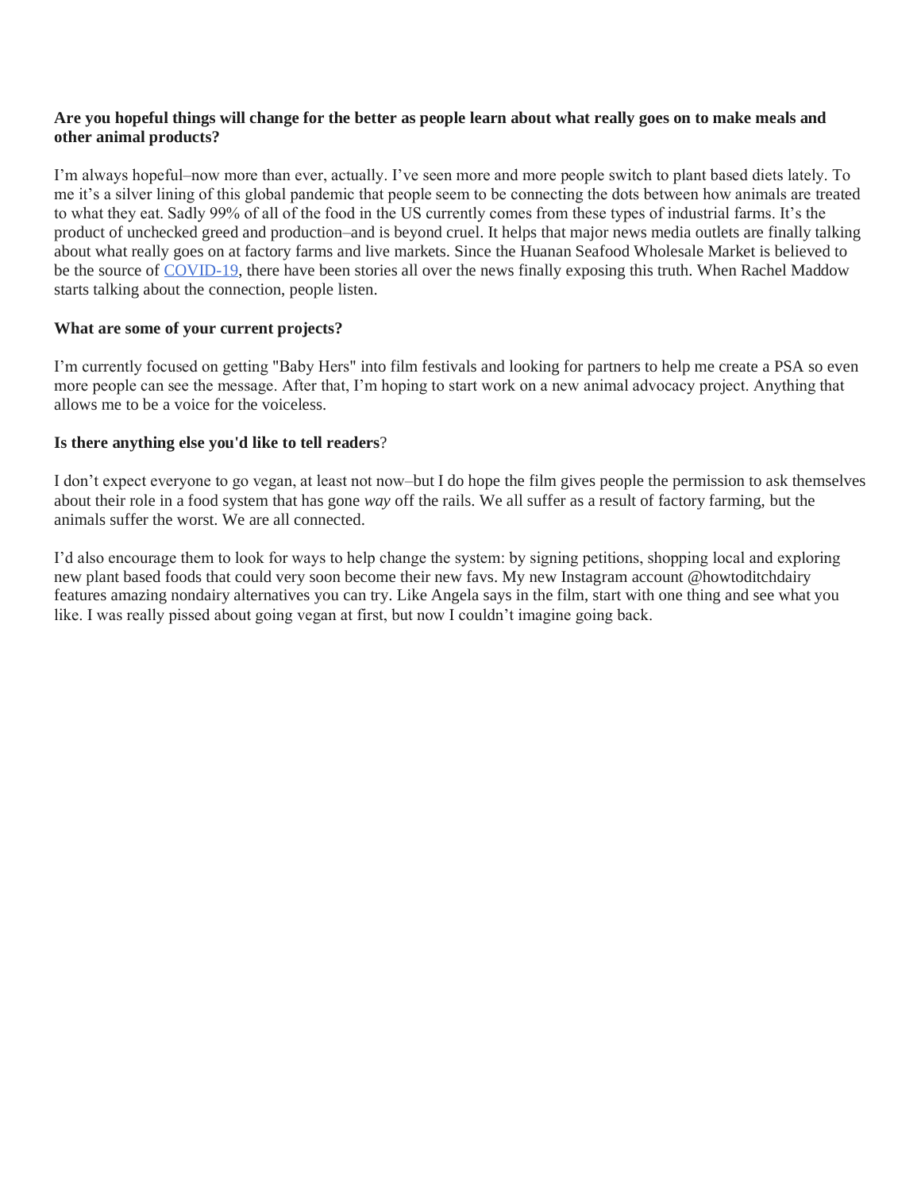**Are you hopeful things will change for the better as people learn about what really goes on to make meals and other animal products?**

I'm always hopeful–now more than ever, actually. I've seen more and more people switch to plant based diets lately. To me it's a silver lining of this global pandemic that people seem to be connecting the dots between how animals are treated to what they eat. Sadly 99% of all of the food in the US currently comes from these types of industrial farms. It's the product of unchecked greed and production–and is beyond cruel. It helps that major news media outlets are finally talking about what really goes on at factory farms and live markets. Since the Huanan Seafood Wholesale Market is believed to be the source of COVID-19, there have been stories all over the news finally exposing this truth. When Rachel Maddow starts talking about the connection, people listen.

**What are some of your current projects?**

I'm currently focused on getting "Baby Hers" into film festivals and looking for partners to help me create a PSA so even more people can see the message. After that, I'm hoping to start work on a new animal advocacy project. Anything that allows me to be a voice for the voiceless.

**Is there anything else you'd like to tell readers**?

I don't expect everyone to go vegan, at least not now–but I do hope the film gives people the permission to ask themselves about their role in a food system that has gone *way* off the rails. We all suffer as a result of factory farming, but the animals suffer the worst. We are all connected.

I'd also encourage them to look for ways to help change the system: by signing petitions, shopping local and exploring new plant based foods that could very soon become their new favs. My new Instagram account @howtoditchdairy features amazing nondairy alternatives you can try. Like Angela says in the film, start with one thing and see what you like. I was really pissed about going vegan at first, but now I couldn't imagine going back.